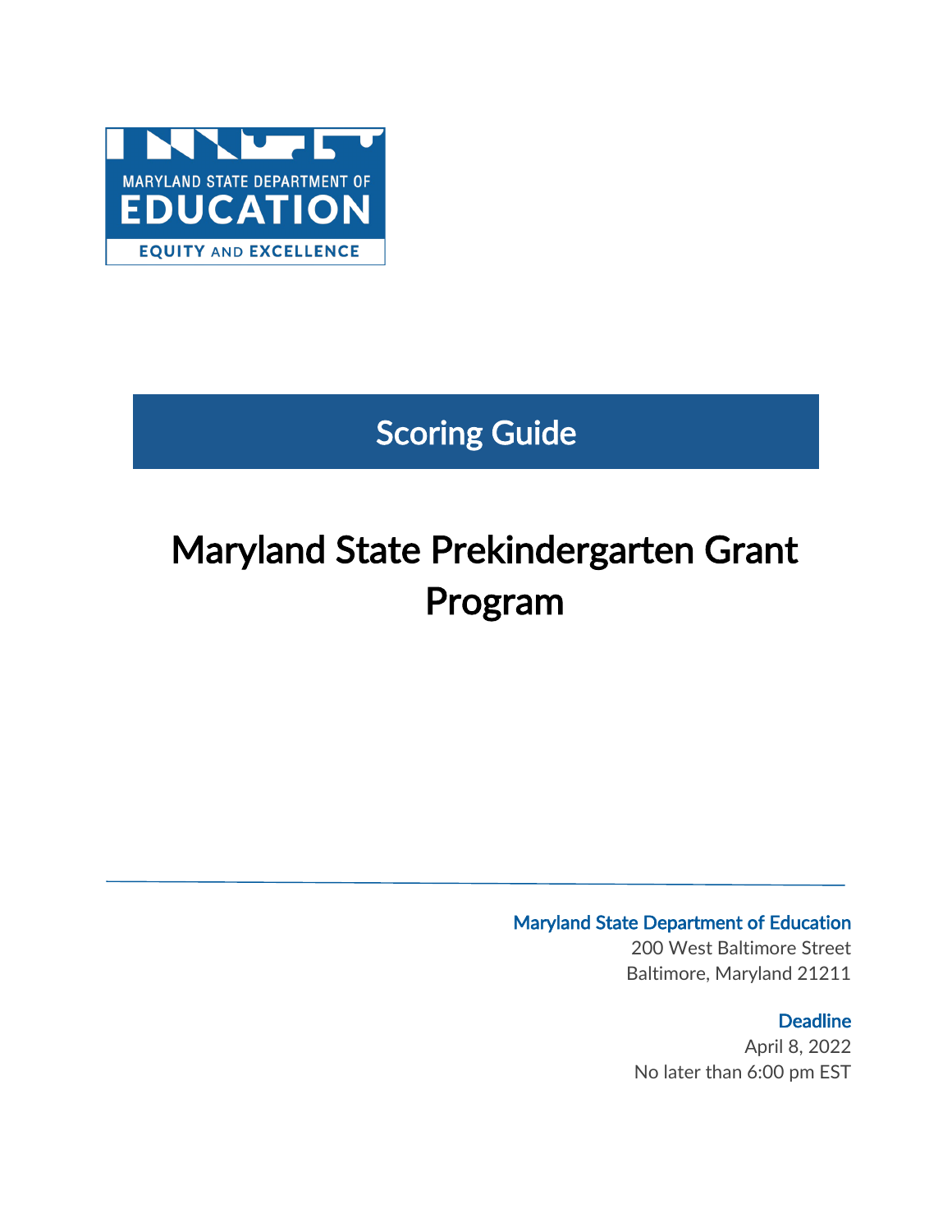MARYLAND STATE DEPARTMENT OF
EDUCATION
EQUITY AND EXCELLENCE

# Scoring Guide

# Maryland State Prekindergarten Grant Program

**Maryland State Department of Education**
200 West Baltimore Street
Baltimore, Maryland 21211

**Deadline**
April 8, 2022
No later than 6:00 pm EST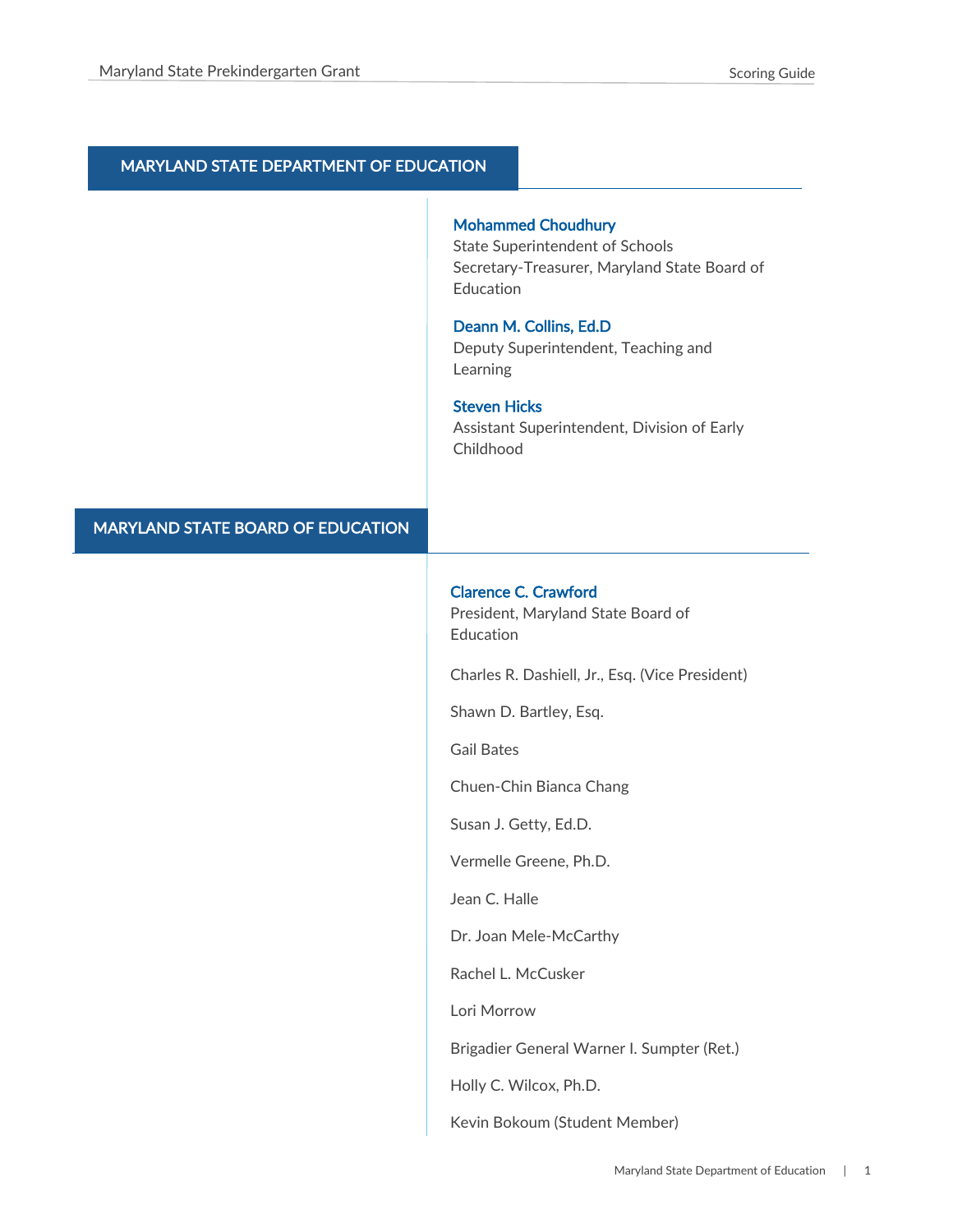## MARYLAND STATE DEPARTMENT OF EDUCATION

**Mohammed Choudhury**
State Superintendent of Schools
Secretary-Treasurer, Maryland State Board of Education

**Deann M. Collins, Ed.D**
Deputy Superintendent, Teaching and Learning

**Steven Hicks**
Assistant Superintendent, Division of Early Childhood

## MARYLAND STATE BOARD OF EDUCATION

**Clarence C. Crawford**
President, Maryland State Board of Education

Charles R. Dashiell, Jr., Esq. (Vice President)

Shawn D. Bartley, Esq.

Gail Bates

Chuen-Chin Bianca Chang

Susan J. Getty, Ed.D.

Vermelle Greene, Ph.D.

Jean C. Halle

Dr. Joan Mele-McCarthy

Rachel L. McCusker

Lori Morrow

Brigadier General Warner I. Sumpter (Ret.)

Holly C. Wilcox, Ph.D.

Kevin Bokoum (Student Member)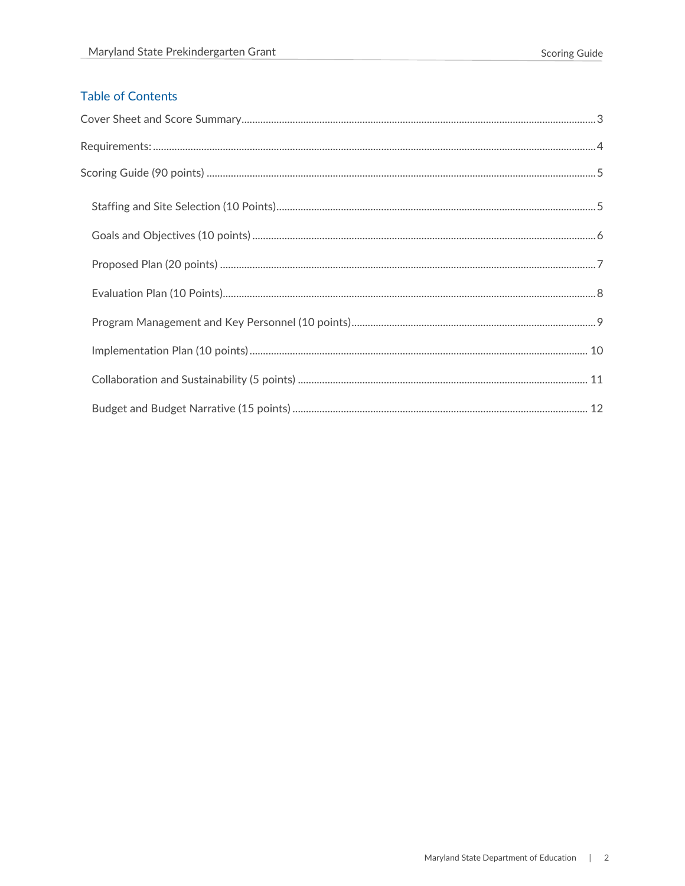## Table of Contents

Cover Sheet and Score Summary....3

Requirements:....4

Scoring Guide (90 points)....5

- Staffing and Site Selection (10 Points)....5
- Goals and Objectives (10 points)....6
- Proposed Plan (20 points)....7
- Evaluation Plan (10 Points)....8
- Program Management and Key Personnel (10 points)....9
- Implementation Plan (10 points)....10
- Collaboration and Sustainability (5 points)....11
- Budget and Budget Narrative (15 points)....12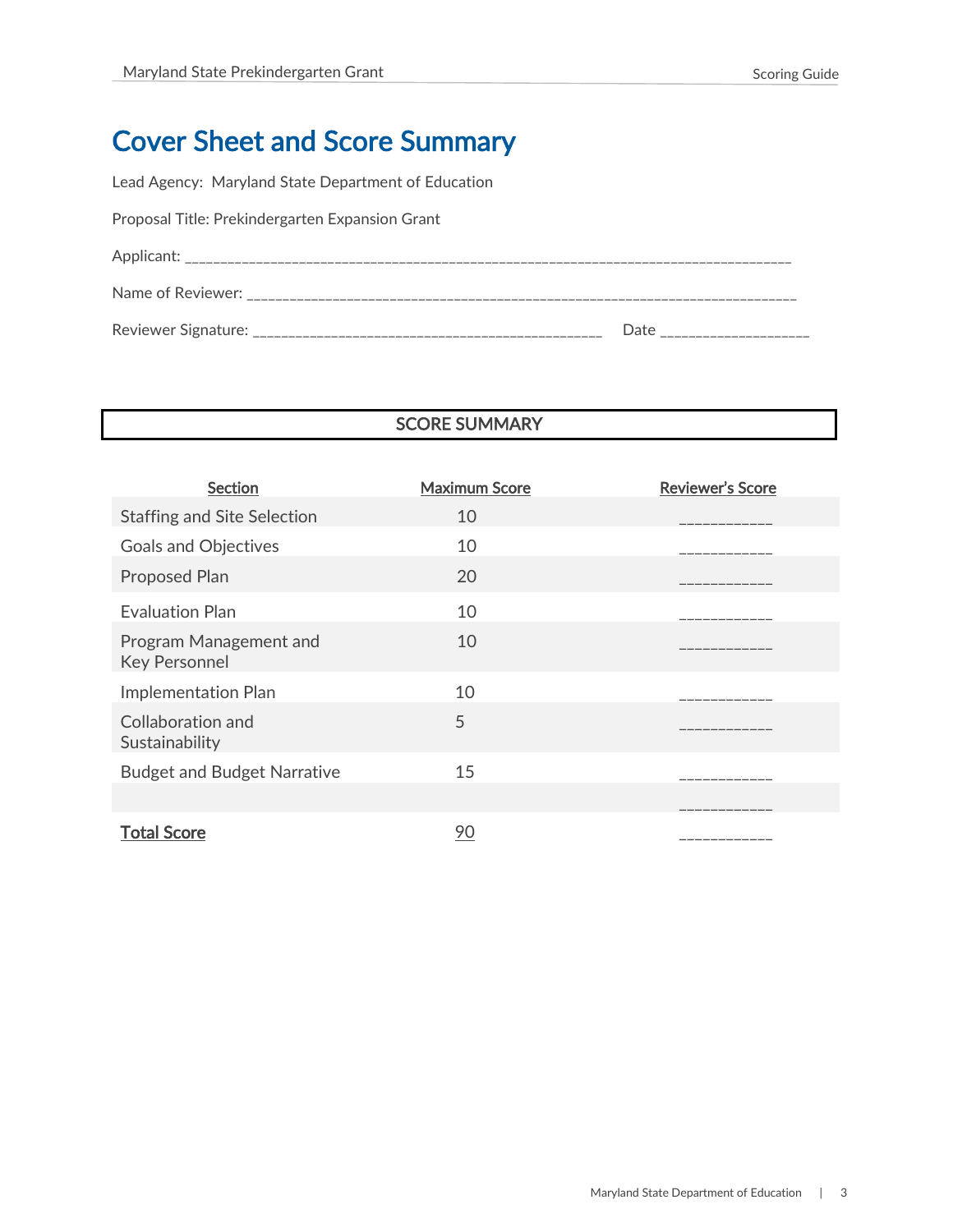# Cover Sheet and Score Summary

Lead Agency: Maryland State Department of Education

Proposal Title: Prekindergarten Expansion Grant

Applicant: ______________________________________________________________________________

Name of Reviewer: _________________________________________________________________________

Reviewer Signature: _______________________________________________ Date ___________________

## SCORE SUMMARY

| Section | Maximum Score | Reviewer's Score |
|---|---|---|
| Staffing and Site Selection | 10 | ____________ |
| Goals and Objectives | 10 | ____________ |
| Proposed Plan | 20 | ____________ |
| Evaluation Plan | 10 | ____________ |
| Program Management and Key Personnel | 10 | ____________ |
| Implementation Plan | 10 | ____________ |
| Collaboration and Sustainability | 5 | ____________ |
| Budget and Budget Narrative | 15 | ____________ |
| | | ____________ |
| **Total Score** | 90 | ____________ |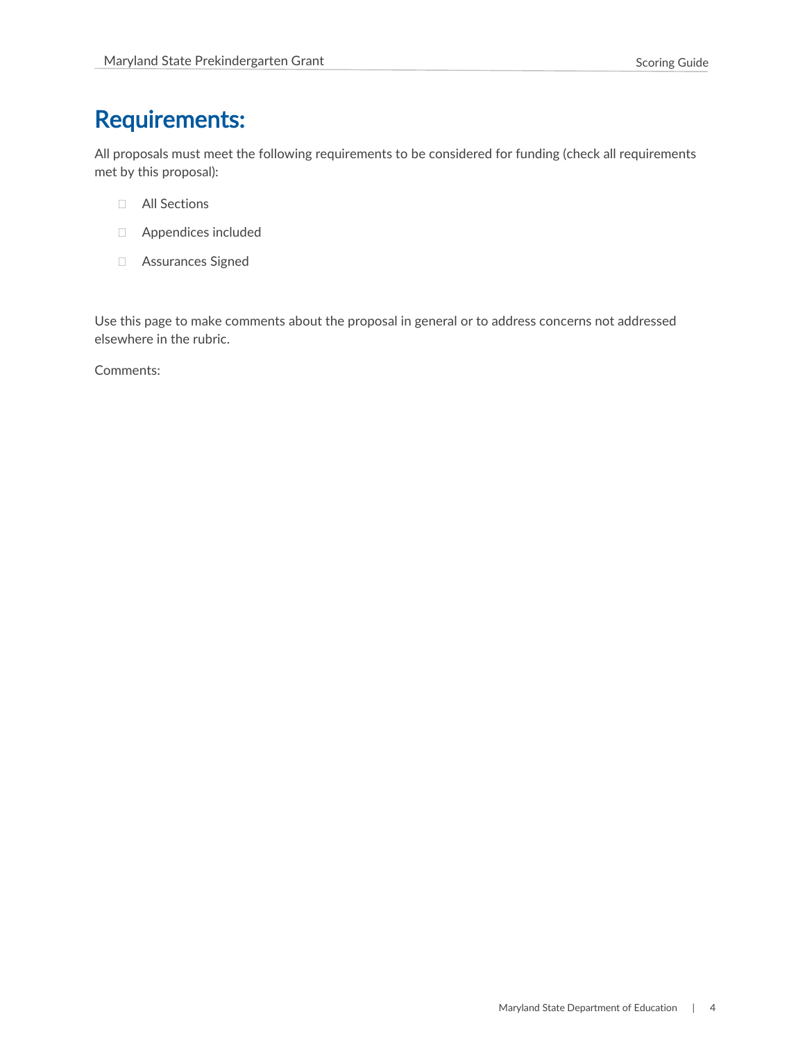# Requirements:

All proposals must meet the following requirements to be considered for funding (check all requirements met by this proposal):

- ☐ All Sections
- ☐ Appendices included
- ☐ Assurances Signed

Use this page to make comments about the proposal in general or to address concerns not addressed elsewhere in the rubric.

Comments: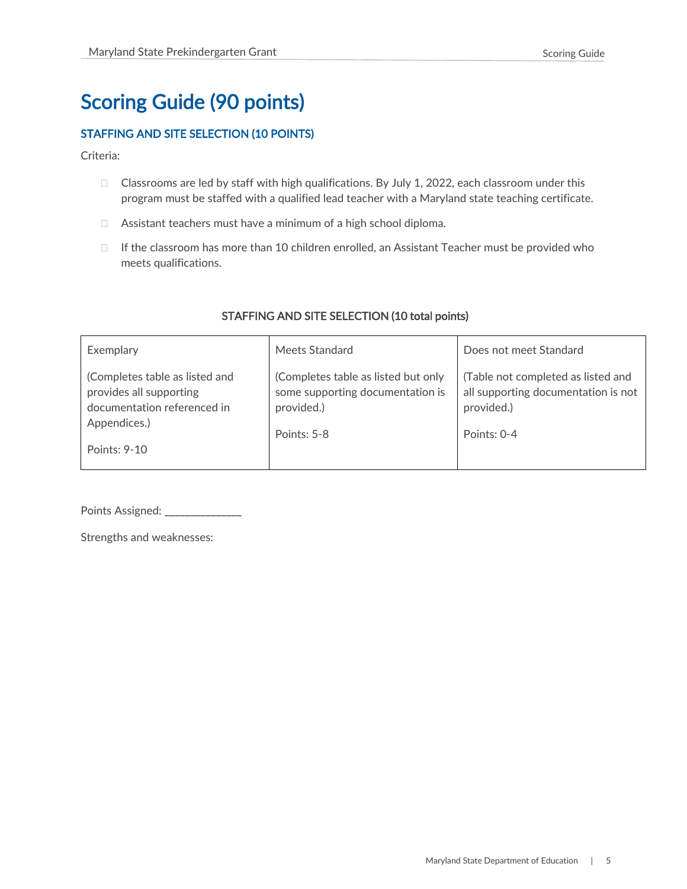# Scoring Guide (90 points)

## STAFFING AND SITE SELECTION (10 POINTS)

Criteria:

- Classrooms are led by staff with high qualifications. By July 1, 2022, each classroom under this program must be staffed with a qualified lead teacher with a Maryland state teaching certificate.
- Assistant teachers must have a minimum of a high school diploma.
- If the classroom has more than 10 children enrolled, an Assistant Teacher must be provided who meets qualifications.

**STAFFING AND SITE SELECTION (10 total points)**

| Exemplary | Meets Standard | Does not meet Standard |
|---|---|---|
| (Completes table as listed and provides all supporting documentation referenced in Appendices.)<br><br>Points: 9-10 | (Completes table as listed but only some supporting documentation is provided.)<br><br>Points: 5-8 | (Table not completed as listed and all supporting documentation is not provided.)<br><br>Points: 0-4 |

Points Assigned: _____________

Strengths and weaknesses: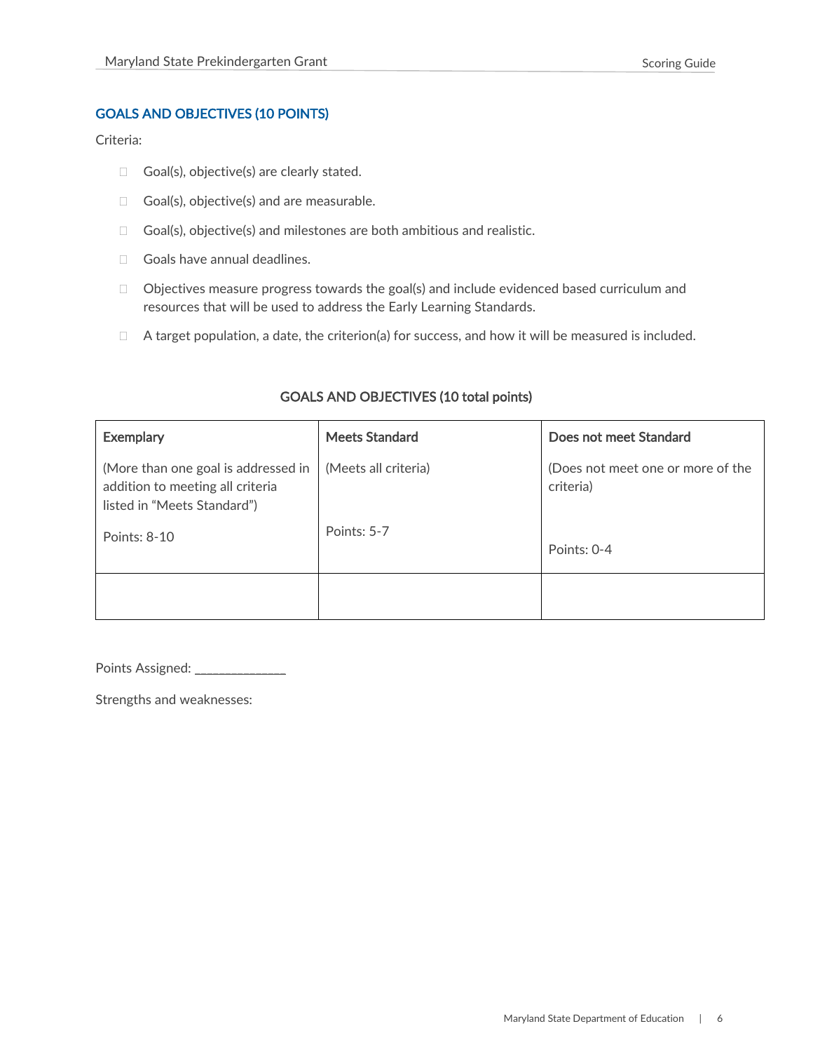## GOALS AND OBJECTIVES (10 POINTS)

Criteria:

- Goal(s), objective(s) are clearly stated.
- Goal(s), objective(s) and are measurable.
- Goal(s), objective(s) and milestones are both ambitious and realistic.
- Goals have annual deadlines.
- Objectives measure progress towards the goal(s) and include evidenced based curriculum and resources that will be used to address the Early Learning Standards.
- A target population, a date, the criterion(a) for success, and how it will be measured is included.

**GOALS AND OBJECTIVES (10 total points)**

| **Exemplary** | **Meets Standard** | **Does not meet Standard** |
|---|---|---|
| (More than one goal is addressed in addition to meeting all criteria listed in "Meets Standard")<br><br>Points: 8-10 | (Meets all criteria)<br><br>Points: 5-7 | (Does not meet one or more of the criteria)<br><br>Points: 0-4 |
| | | |

Points Assigned: ______________

Strengths and weaknesses: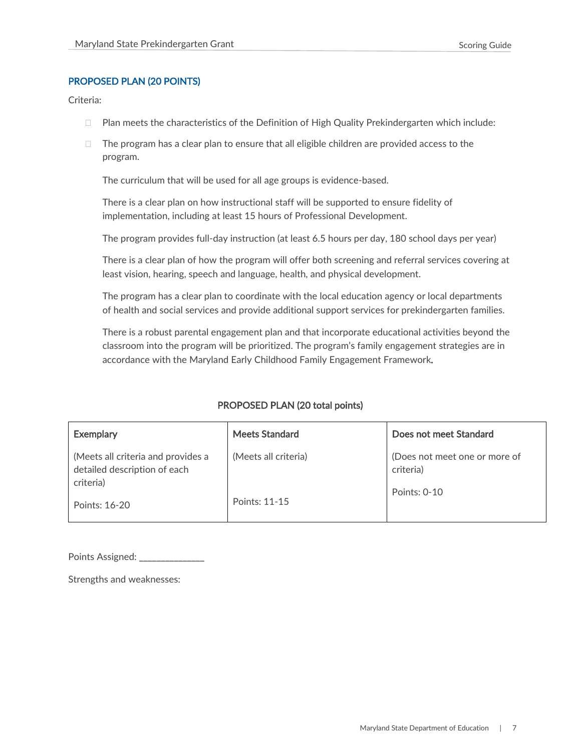## PROPOSED PLAN (20 POINTS)

Criteria:

- Plan meets the characteristics of the Definition of High Quality Prekindergarten which include:
- The program has a clear plan to ensure that all eligible children are provided access to the program.

  The curriculum that will be used for all age groups is evidence-based.

  There is a clear plan on how instructional staff will be supported to ensure fidelity of implementation, including at least 15 hours of Professional Development.

  The program provides full-day instruction (at least 6.5 hours per day, 180 school days per year)

  There is a clear plan of how the program will offer both screening and referral services covering at least vision, hearing, speech and language, health, and physical development.

  The program has a clear plan to coordinate with the local education agency or local departments of health and social services and provide additional support services for prekindergarten families.

  There is a robust parental engagement plan and that incorporate educational activities beyond the classroom into the program will be prioritized. The program's family engagement strategies are in accordance with the Maryland Early Childhood Family Engagement Framework.

PROPOSED PLAN (20 total points)

| Exemplary | Meets Standard | Does not meet Standard |
|---|---|---|
| (Meets all criteria and provides a detailed description of each criteria)<br><br>Points: 16-20 | (Meets all criteria)<br><br>Points: 11-15 | (Does not meet one or more of criteria)<br><br>Points: 0-10 |

Points Assigned: ______________

Strengths and weaknesses: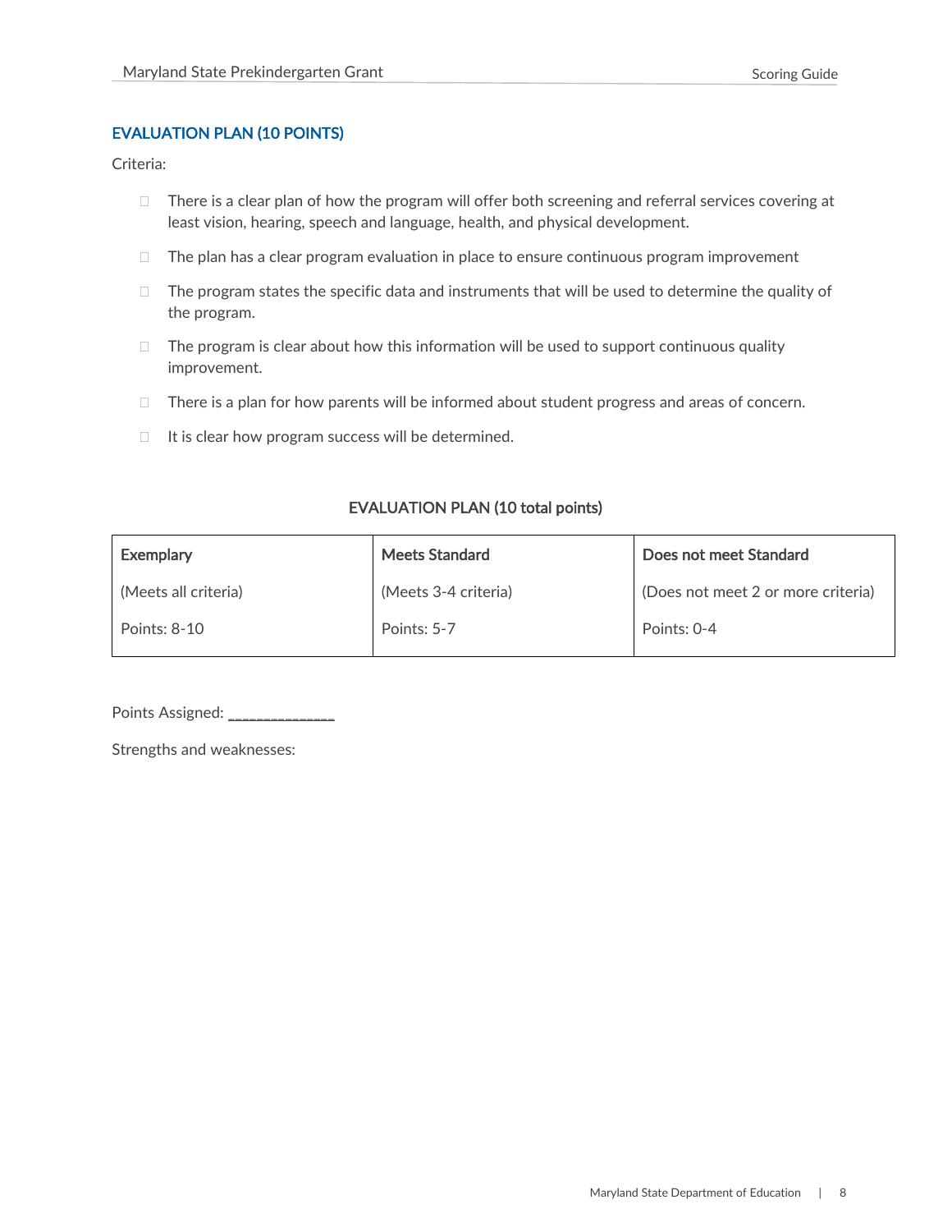## EVALUATION PLAN (10 POINTS)

Criteria:

- There is a clear plan of how the program will offer both screening and referral services covering at least vision, hearing, speech and language, health, and physical development.
- The plan has a clear program evaluation in place to ensure continuous program improvement
- The program states the specific data and instruments that will be used to determine the quality of the program.
- The program is clear about how this information will be used to support continuous quality improvement.
- There is a plan for how parents will be informed about student progress and areas of concern.
- It is clear how program success will be determined.

**EVALUATION PLAN (10 total points)**

| Exemplary | Meets Standard | Does not meet Standard |
|---|---|---|
| (Meets all criteria) | (Meets 3-4 criteria) | (Does not meet 2 or more criteria) |
| Points: 8-10 | Points: 5-7 | Points: 0-4 |

Points Assigned: ______________

Strengths and weaknesses: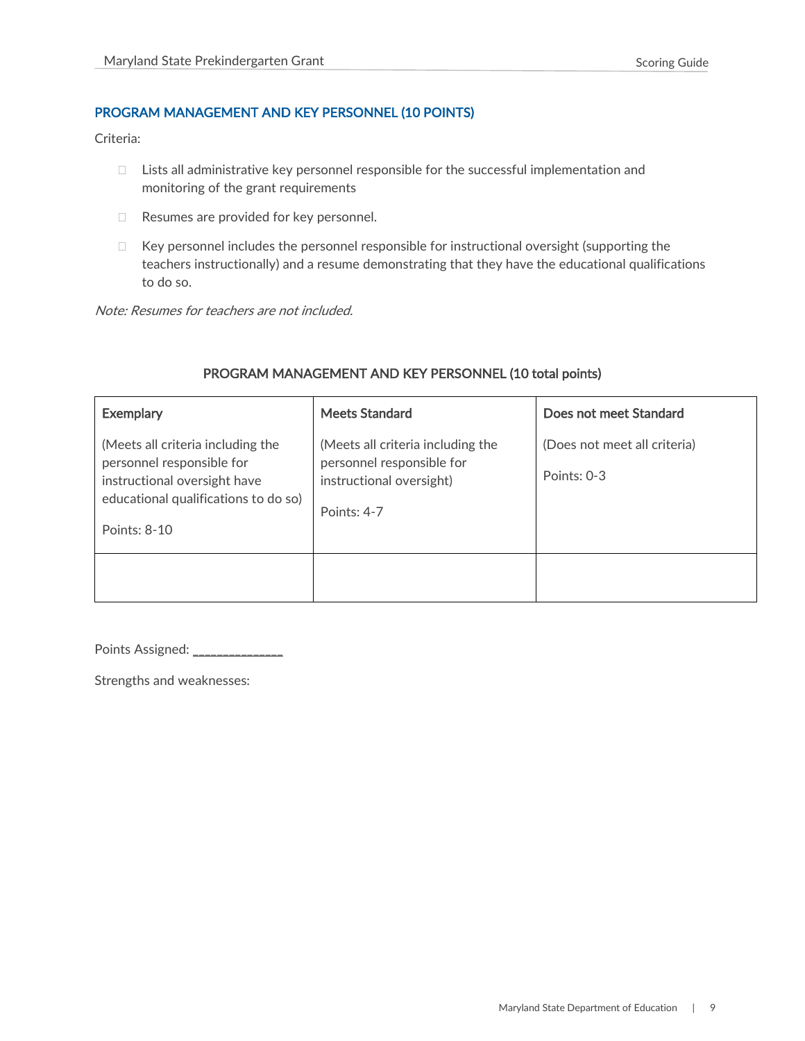## PROGRAM MANAGEMENT AND KEY PERSONNEL (10 POINTS)

Criteria:

- Lists all administrative key personnel responsible for the successful implementation and monitoring of the grant requirements
- Resumes are provided for key personnel.
- Key personnel includes the personnel responsible for instructional oversight (supporting the teachers instructionally) and a resume demonstrating that they have the educational qualifications to do so.

*Note: Resumes for teachers are not included.*

**PROGRAM MANAGEMENT AND KEY PERSONNEL (10 total points)**

| **Exemplary**<br><br>(Meets all criteria including the personnel responsible for instructional oversight have educational qualifications to do so)<br><br>Points: 8-10 | **Meets Standard**<br><br>(Meets all criteria including the personnel responsible for instructional oversight)<br><br>Points: 4-7 | **Does not meet Standard**<br><br>(Does not meet all criteria)<br><br>Points: 0-3 |
|---|---|---|
| | | |

Points Assigned: ______________

Strengths and weaknesses: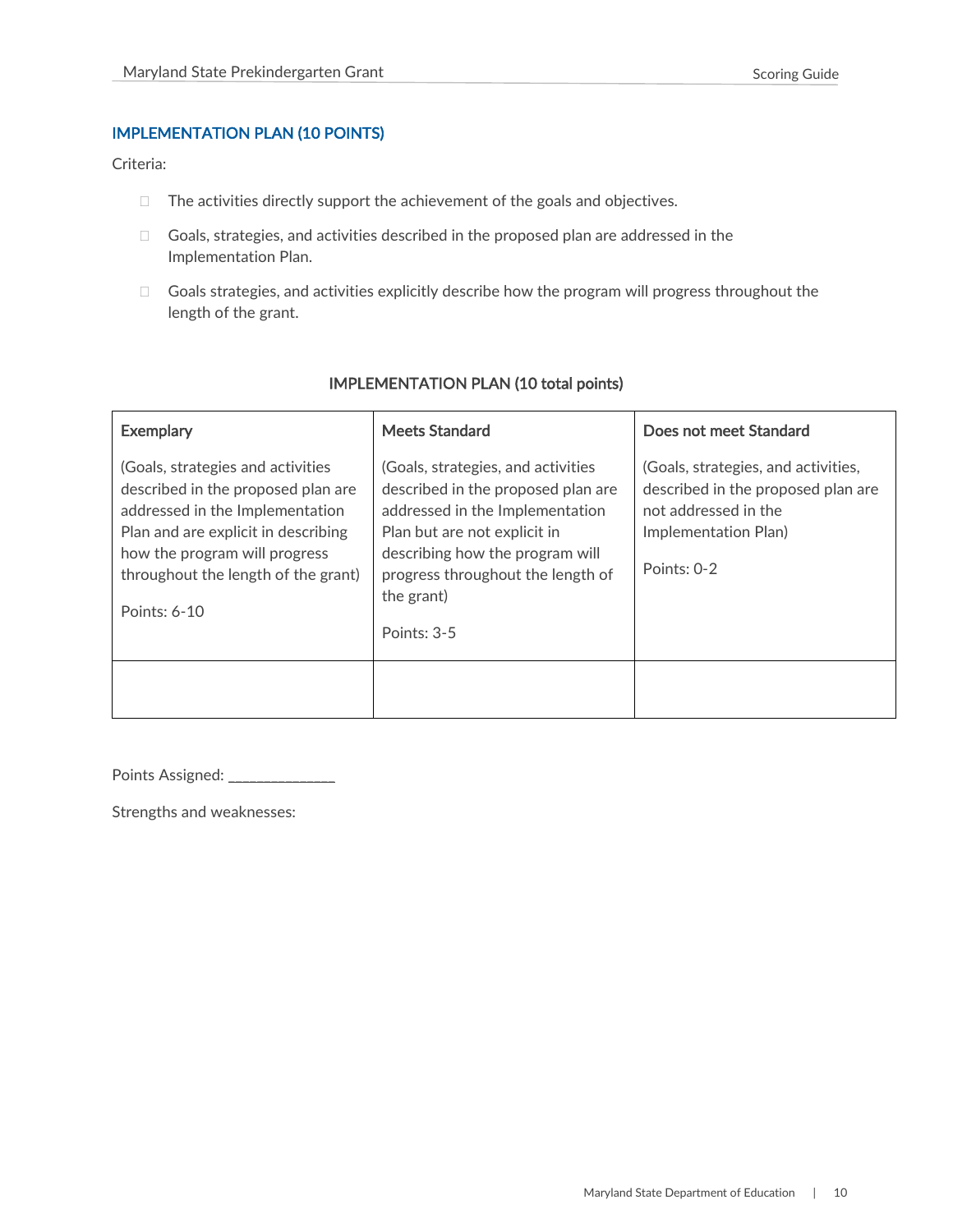## IMPLEMENTATION PLAN (10 POINTS)

Criteria:

- The activities directly support the achievement of the goals and objectives.
- Goals, strategies, and activities described in the proposed plan are addressed in the Implementation Plan.
- Goals strategies, and activities explicitly describe how the program will progress throughout the length of the grant.

**IMPLEMENTATION PLAN (10 total points)**

| Exemplary | Meets Standard | Does not meet Standard |
|---|---|---|
| (Goals, strategies and activities described in the proposed plan are addressed in the Implementation Plan and are explicit in describing how the program will progress throughout the length of the grant)<br><br>Points: 6-10 | (Goals, strategies, and activities described in the proposed plan are addressed in the Implementation Plan but are not explicit in describing how the program will progress throughout the length of the grant)<br><br>Points: 3-5 | (Goals, strategies, and activities, described in the proposed plan are not addressed in the Implementation Plan)<br><br>Points: 0-2 |
| | | |

Points Assigned: _____________

Strengths and weaknesses: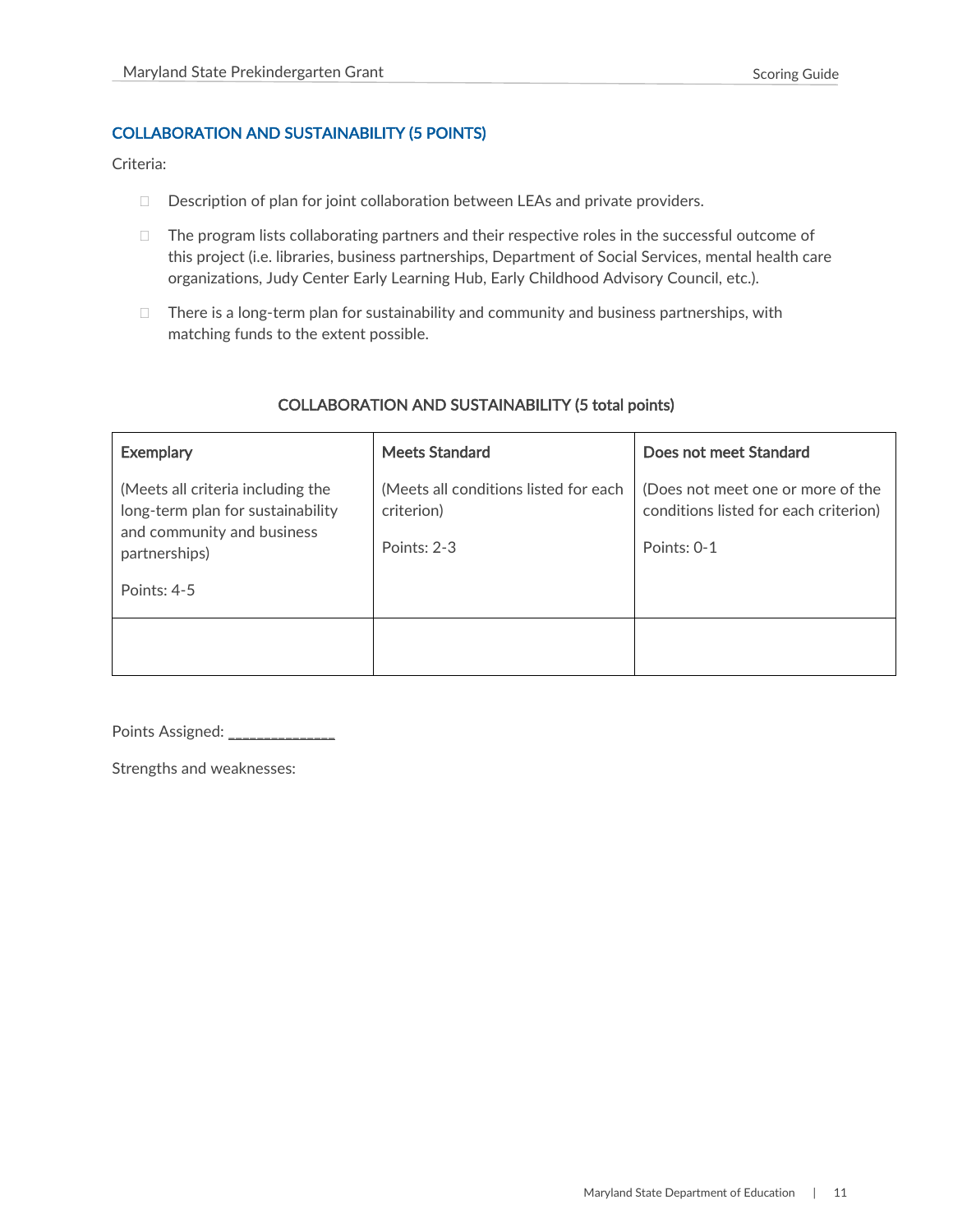## COLLABORATION AND SUSTAINABILITY (5 POINTS)

Criteria:

- Description of plan for joint collaboration between LEAs and private providers.
- The program lists collaborating partners and their respective roles in the successful outcome of this project (i.e. libraries, business partnerships, Department of Social Services, mental health care organizations, Judy Center Early Learning Hub, Early Childhood Advisory Council, etc.).
- There is a long-term plan for sustainability and community and business partnerships, with matching funds to the extent possible.

**COLLABORATION AND SUSTAINABILITY (5 total points)**

| Exemplary | Meets Standard | Does not meet Standard |
|---|---|---|
| (Meets all criteria including the long-term plan for sustainability and community and business partnerships)<br><br>Points: 4-5 | (Meets all conditions listed for each criterion)<br><br>Points: 2-3 | (Does not meet one or more of the conditions listed for each criterion)<br><br>Points: 0-1 |
| | | |

Points Assigned: _____________

Strengths and weaknesses: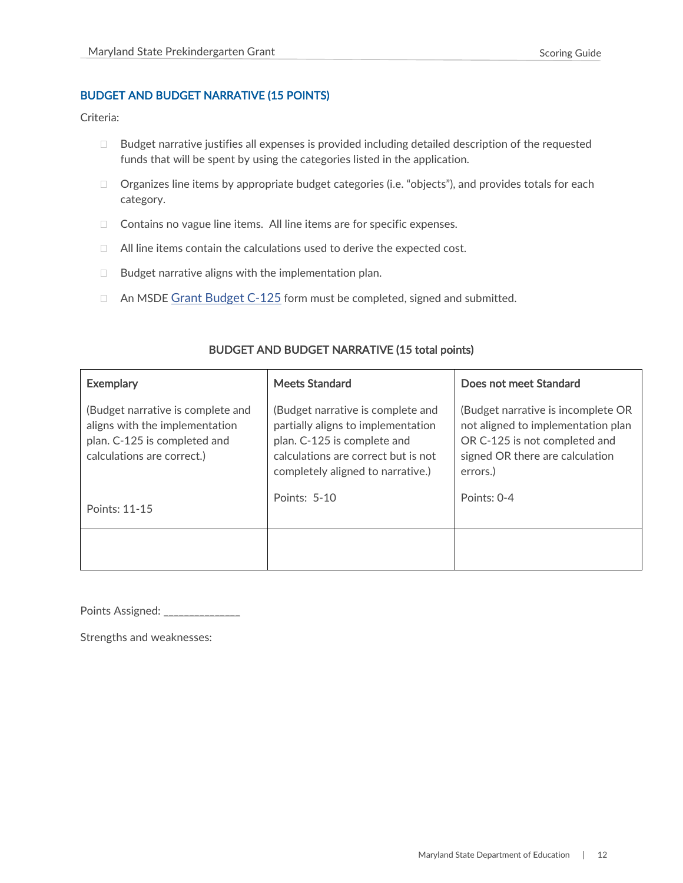## BUDGET AND BUDGET NARRATIVE (15 POINTS)

Criteria:

- Budget narrative justifies all expenses is provided including detailed description of the requested funds that will be spent by using the categories listed in the application.
- Organizes line items by appropriate budget categories (i.e. "objects"), and provides totals for each category.
- Contains no vague line items. All line items are for specific expenses.
- All line items contain the calculations used to derive the expected cost.
- Budget narrative aligns with the implementation plan.
- An MSDE Grant Budget C-125 form must be completed, signed and submitted.

**BUDGET AND BUDGET NARRATIVE (15 total points)**

| Exemplary | Meets Standard | Does not meet Standard |
|---|---|---|
| (Budget narrative is complete and aligns with the implementation plan. C-125 is completed and calculations are correct.)<br><br>Points: 11-15 | (Budget narrative is complete and partially aligns to implementation plan. C-125 is complete and calculations are correct but is not completely aligned to narrative.)<br><br>Points: 5-10 | (Budget narrative is incomplete OR not aligned to implementation plan OR C-125 is not completed and signed OR there are calculation errors.)<br><br>Points: 0-4 |
| | | |

Points Assigned: ______________

Strengths and weaknesses: